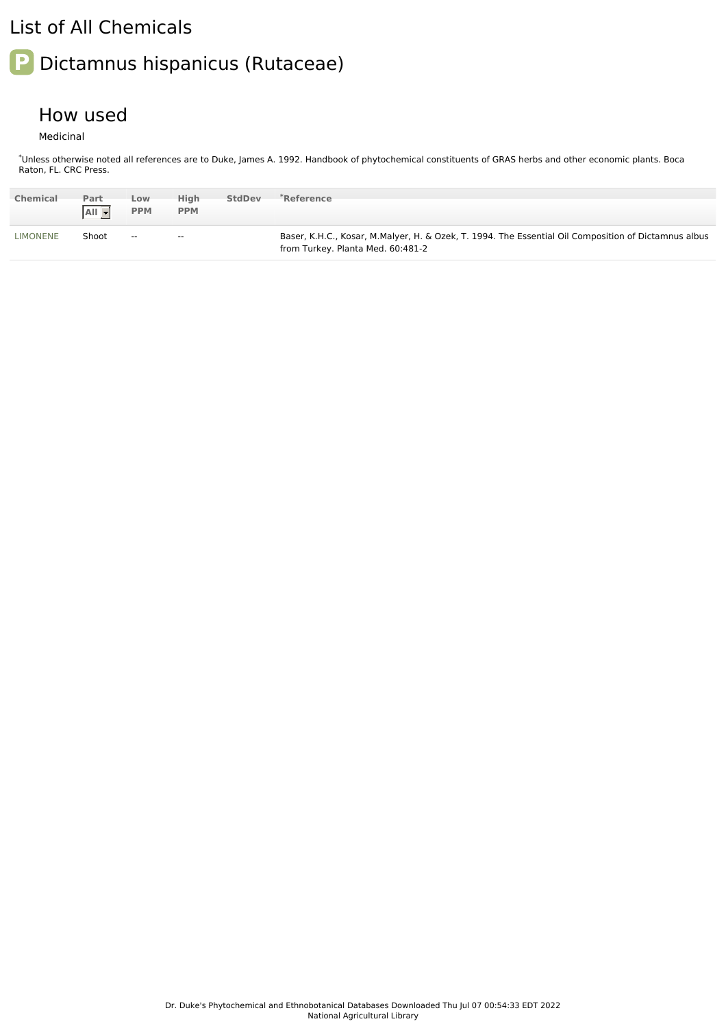# List of All Chemicals

## Dictamnus hispanicus (Rutaceae)

### How used

Medicinal

*Unless otherwise noted all references are to Duke, James A. 1992. Handbook of phytochemical constituents of GRAS herbs and other economic plants. Boca Raton, FL. CRC Press.

| Chemical | Part | Low PPM | High PPM | StdDev | *Reference |
|---|---|---|---|---|---|
| LIMONENE | Shoot | -- | -- | | Baser, K.H.C., Kosar, M.Malyer, H. & Ozek, T. 1994. The Essential Oil Composition of Dictamnus albus from Turkey. Planta Med. 60:481-2 |

Dr. Duke's Phytochemical and Ethnobotanical Databases Downloaded Thu Jul 07 00:54:33 EDT 2022
National Agricultural Library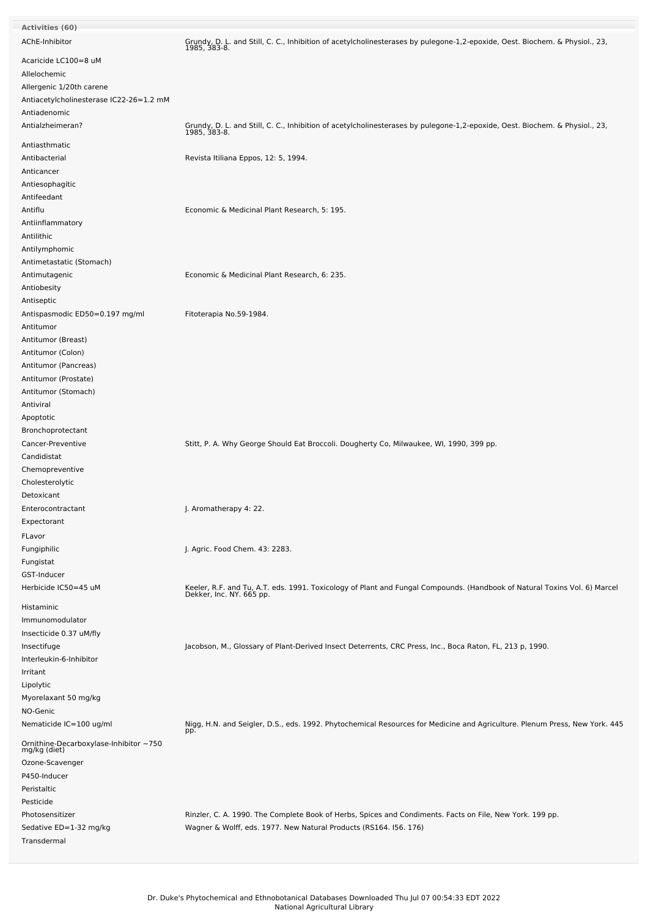| Activities (60) | |
|---|---|
| AChE-Inhibitor | Grundy, D. L. and Still, C. C., Inhibition of acetylcholinesterases by pulegone-1,2-epoxide, Oest. Biochem. & Physiol., 23, 1985, 383-8. |
| Acaricide LC100=8 uM | |
| Allelochemic | |
| Allergenic 1/20th carene | |
| Antiacetylcholinesterase IC22-26=1.2 mM | |
| Antiadenomic | |
| Antialzheimeran? | Grundy, D. L. and Still, C. C., Inhibition of acetylcholinesterases by pulegone-1,2-epoxide, Oest. Biochem. & Physiol., 23, 1985, 383-8. |
| Antiasthmatic | |
| Antibacterial | Revista Itiliana Eppos, 12: 5, 1994. |
| Anticancer | |
| Antiesophagitic | |
| Antifeedant | |
| Antiflu | Economic & Medicinal Plant Research, 5: 195. |
| Antiinflammatory | |
| Antilithic | |
| Antilymphomic | |
| Antimetastatic (Stomach) | |
| Antimutagenic | Economic & Medicinal Plant Research, 6: 235. |
| Antiobesity | |
| Antiseptic | |
| Antispasmodic ED50=0.197 mg/ml | Fitoterapia No.59-1984. |
| Antitumor | |
| Antitumor (Breast) | |
| Antitumor (Colon) | |
| Antitumor (Pancreas) | |
| Antitumor (Prostate) | |
| Antitumor (Stomach) | |
| Antiviral | |
| Apoptotic | |
| Bronchoprotectant | |
| Cancer-Preventive | Stitt, P. A. Why George Should Eat Broccoli. Dougherty Co, Milwaukee, WI, 1990, 399 pp. |
| Candidistat | |
| Chemopreventive | |
| Cholesterolytic | |
| Detoxicant | |
| Enterocontractant | J. Aromatherapy 4: 22. |
| Expectorant | |
| FLavor | |
| Fungiphilic | J. Agric. Food Chem. 43: 2283. |
| Fungistat | |
| GST-Inducer | |
| Herbicide IC50=45 uM | Keeler, R.F. and Tu, A.T. eds. 1991. Toxicology of Plant and Fungal Compounds. (Handbook of Natural Toxins Vol. 6) Marcel Dekker, Inc. NY. 665 pp. |
| Histaminic | |
| Immunomodulator | |
| Insecticide 0.37 uM/fly | |
| Insectifuge | Jacobson, M., Glossary of Plant-Derived Insect Deterrents, CRC Press, Inc., Boca Raton, FL, 213 p, 1990. |
| Interleukin-6-Inhibitor | |
| Irritant | |
| Lipolytic | |
| Myorelaxant 50 mg/kg | |
| NO-Genic | |
| Nematicide IC=100 ug/ml | Nigg, H.N. and Seigler, D.S., eds. 1992. Phytochemical Resources for Medicine and Agriculture. Plenum Press, New York. 445 pp. |
| Ornithine-Decarboxylase-Inhibitor ~750 mg/kg (diet) | |
| Ozone-Scavenger | |
| P450-Inducer | |
| Peristaltic | |
| Pesticide | |
| Photosensitizer | Rinzler, C. A. 1990. The Complete Book of Herbs, Spices and Condiments. Facts on File, New York. 199 pp. |
| Sedative ED=1-32 mg/kg | Wagner & Wolff, eds. 1977. New Natural Products (RS164. I56. 176) |
| Transdermal | |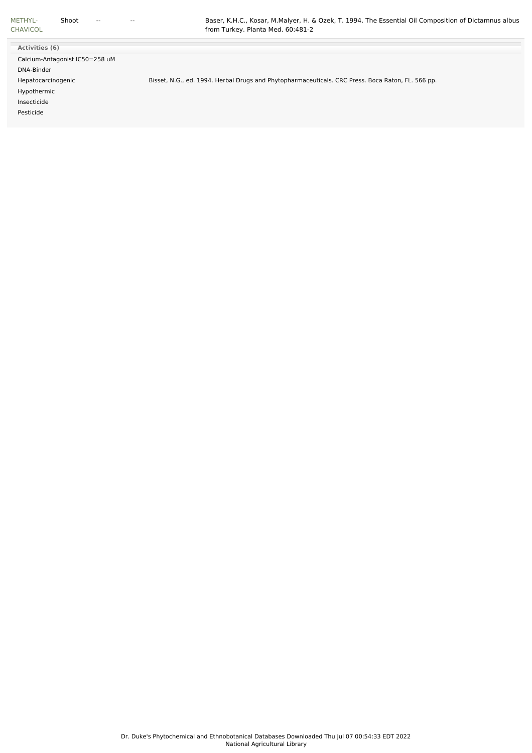| | | | | |
|---|---|---|---|---|
| METHYL-CHAVICOL | Shoot | -- | -- | Baser, K.H.C., Kosar, M.Malyer, H. & Ozek, T. 1994. The Essential Oil Composition of Dictamnus albus from Turkey. Planta Med. 60:481-2 |

**Activities (6)**

| | |
|---|---|
| Calcium-Antagonist IC50=258 uM | |
| DNA-Binder | |
| Hepatocarcinogenic | Bisset, N.G., ed. 1994. Herbal Drugs and Phytopharmaceuticals. CRC Press. Boca Raton, FL. 566 pp. |
| Hypothermic | |
| Insecticide | |
| Pesticide | |

Dr. Duke's Phytochemical and Ethnobotanical Databases Downloaded Thu Jul 07 00:54:33 EDT 2022
National Agricultural Library